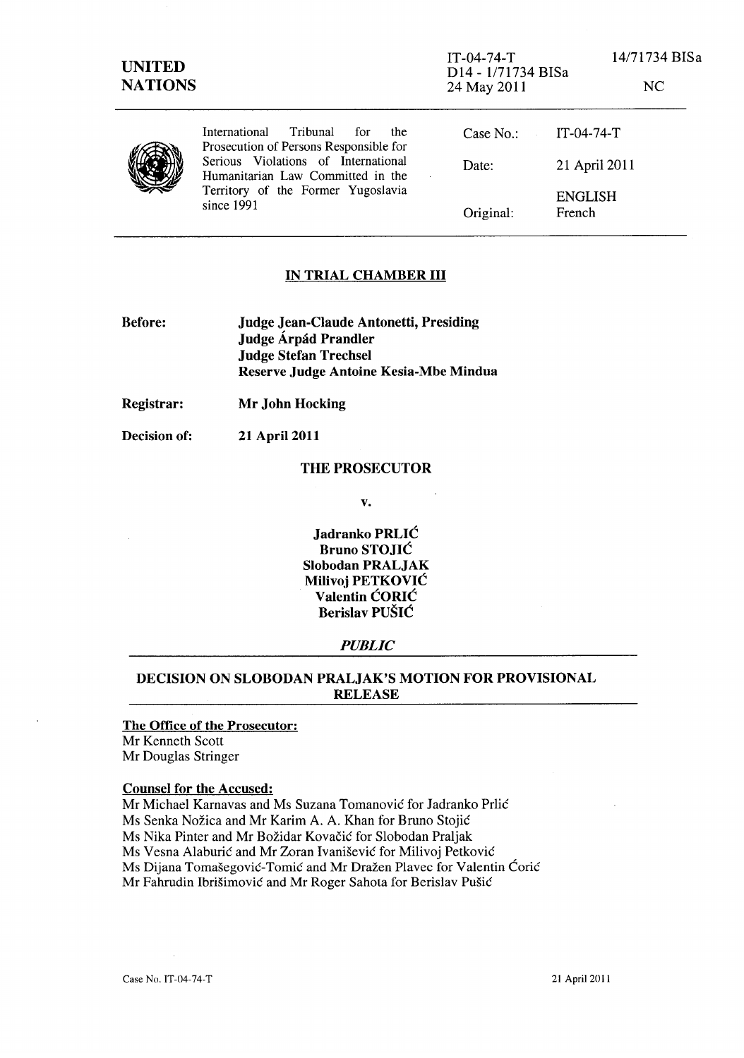**UNITED NATIONS**

IT-04-74-T 14/71734 BISa
D14 - 1/71734 BISa
24 May 2011 NC

International Tribunal for the Prosecution of Persons Responsible for Serious Violations of International Humanitarian Law Committed in the Territory of the Former Yugoslavia since 1991

Case No.: IT-04-74-T

Date: 21 April 2011

Original: ENGLISH French

## IN TRIAL CHAMBER III

**Before:** **Judge Jean-Claude Antonetti, Presiding**
**Judge Árpád Prandler**
**Judge Stefan Trechsel**
**Reserve Judge Antoine Kesia-Mbe Mindua**

**Registrar:** **Mr John Hocking**

**Decision of:** **21 April 2011**

## THE PROSECUTOR

**v.**

**Jadranko PRLIĆ**
**Bruno STOJIĆ**
**Slobodan PRALJAK**
**Milivoj PETKOVIĆ**
**Valentin ĆORIĆ**
**Berislav PUŠIĆ**

***PUBLIC***

## DECISION ON SLOBODAN PRALJAK'S MOTION FOR PROVISIONAL RELEASE

**The Office of the Prosecutor:**
Mr Kenneth Scott
Mr Douglas Stringer

**Counsel for the Accused:**
Mr Michael Karnavas and Ms Suzana Tomanović for Jadranko Prlić
Ms Senka Nožica and Mr Karim A. A. Khan for Bruno Stojić
Ms Nika Pinter and Mr Božidar Kovačić for Slobodan Praljak
Ms Vesna Alaburić and Mr Zoran Ivanišević for Milivoj Petković
Ms Dijana Tomašegović-Tomić and Mr Dražen Plavec for Valentin Ćorić
Mr Fahrudin Ibrišimović and Mr Roger Sahota for Berislav Pušić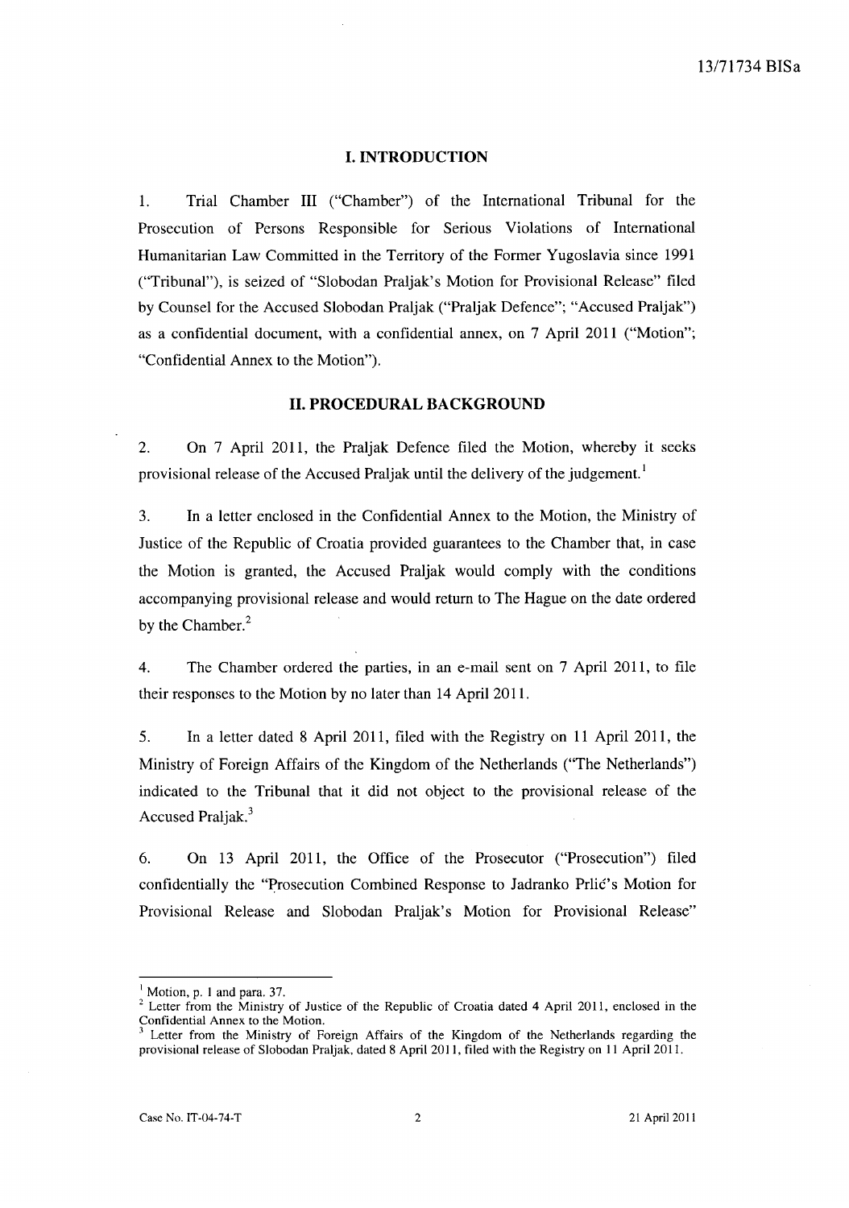## I. INTRODUCTION

1. Trial Chamber III ("Chamber") of the International Tribunal for the Prosecution of Persons Responsible for Serious Violations of International Humanitarian Law Committed in the Territory of the Former Yugoslavia since 1991 ("Tribunal"), is seized of "Slobodan Praljak's Motion for Provisional Release" filed by Counsel for the Accused Slobodan Praljak ("Praljak Defence"; "Accused Praljak") as a confidential document, with a confidential annex, on 7 April 2011 ("Motion"; "Confidential Annex to the Motion").

## II. PROCEDURAL BACKGROUND

2. On 7 April 2011, the Praljak Defence filed the Motion, whereby it seeks provisional release of the Accused Praljak until the delivery of the judgement.[1]

3. In a letter enclosed in the Confidential Annex to the Motion, the Ministry of Justice of the Republic of Croatia provided guarantees to the Chamber that, in case the Motion is granted, the Accused Praljak would comply with the conditions accompanying provisional release and would return to The Hague on the date ordered by the Chamber.[2]

4. The Chamber ordered the parties, in an e-mail sent on 7 April 2011, to file their responses to the Motion by no later than 14 April 2011.

5. In a letter dated 8 April 2011, filed with the Registry on 11 April 2011, the Ministry of Foreign Affairs of the Kingdom of the Netherlands ("The Netherlands") indicated to the Tribunal that it did not object to the provisional release of the Accused Praljak.[3]

6. On 13 April 2011, the Office of the Prosecutor ("Prosecution") filed confidentially the "Prosecution Combined Response to Jadranko Prlić's Motion for Provisional Release and Slobodan Praljak's Motion for Provisional Release"

---

[1] Motion, p. 1 and para. 37.

[2] Letter from the Ministry of Justice of the Republic of Croatia dated 4 April 2011, enclosed in the Confidential Annex to the Motion.

[3] Letter from the Ministry of Foreign Affairs of the Kingdom of the Netherlands regarding the provisional release of Slobodan Praljak, dated 8 April 2011, filed with the Registry on 11 April 2011.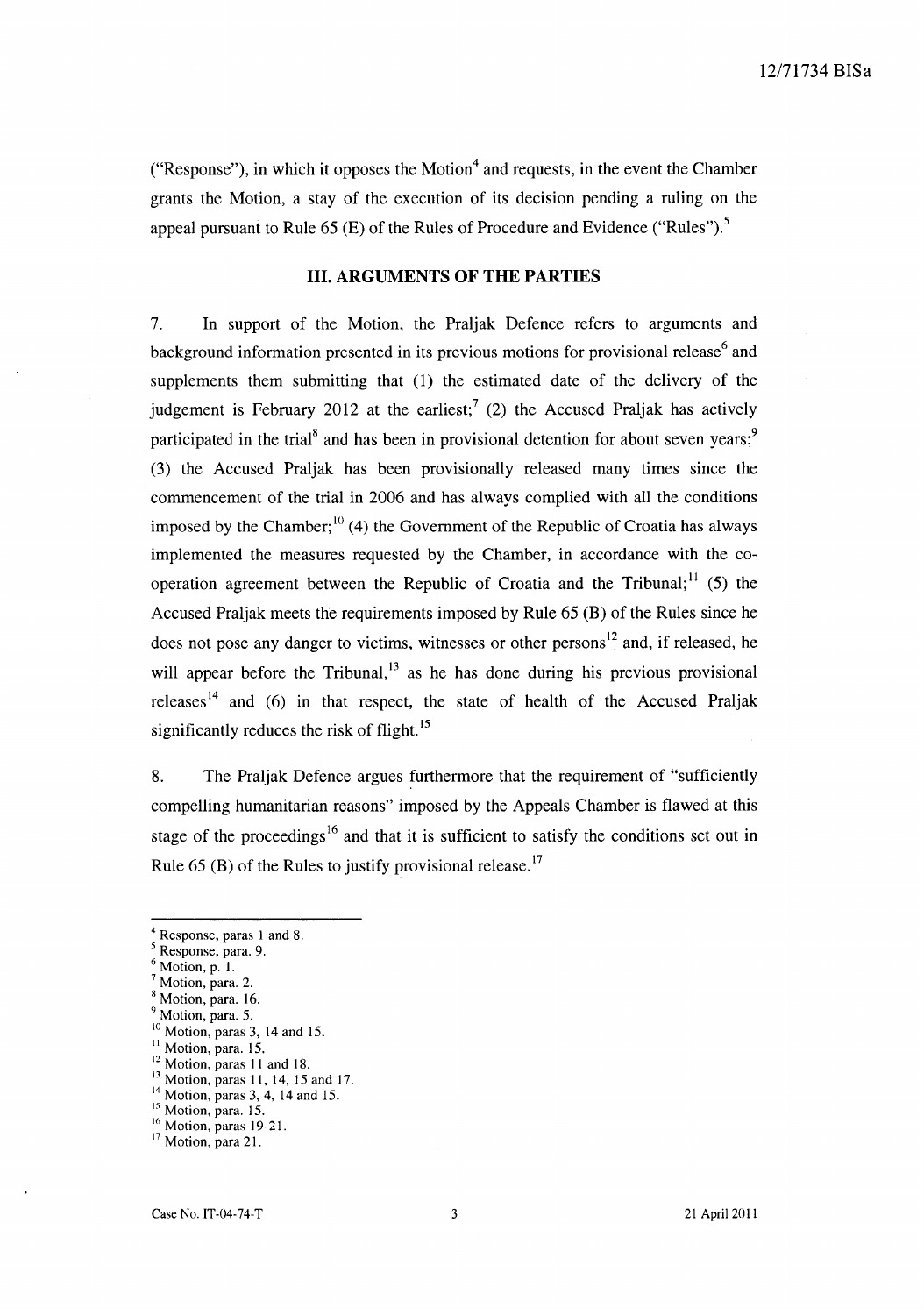("Response"), in which it opposes the Motion[4] and requests, in the event the Chamber grants the Motion, a stay of the execution of its decision pending a ruling on the appeal pursuant to Rule 65 (E) of the Rules of Procedure and Evidence ("Rules").[5]

## III. ARGUMENTS OF THE PARTIES

7. In support of the Motion, the Praljak Defence refers to arguments and background information presented in its previous motions for provisional release[6] and supplements them submitting that (1) the estimated date of the delivery of the judgement is February 2012 at the earliest;[7] (2) the Accused Praljak has actively participated in the trial[8] and has been in provisional detention for about seven years;[9] (3) the Accused Praljak has been provisionally released many times since the commencement of the trial in 2006 and has always complied with all the conditions imposed by the Chamber;[10] (4) the Government of the Republic of Croatia has always implemented the measures requested by the Chamber, in accordance with the co-operation agreement between the Republic of Croatia and the Tribunal;[11] (5) the Accused Praljak meets the requirements imposed by Rule 65 (B) of the Rules since he does not pose any danger to victims, witnesses or other persons[12] and, if released, he will appear before the Tribunal,[13] as he has done during his previous provisional releases[14] and (6) in that respect, the state of health of the Accused Praljak significantly reduces the risk of flight.[15]

8. The Praljak Defence argues furthermore that the requirement of "sufficiently compelling humanitarian reasons" imposed by the Appeals Chamber is flawed at this stage of the proceedings[16] and that it is sufficient to satisfy the conditions set out in Rule 65 (B) of the Rules to justify provisional release.[17]

---

[4] Response, paras 1 and 8.
[5] Response, para. 9.
[6] Motion, p. 1.
[7] Motion, para. 2.
[8] Motion, para. 16.
[9] Motion, para. 5.
[10] Motion, paras 3, 14 and 15.
[11] Motion, para. 15.
[12] Motion, paras 11 and 18.
[13] Motion, paras 11, 14, 15 and 17.
[14] Motion, paras 3, 4, 14 and 15.
[15] Motion, para. 15.
[16] Motion, paras 19-21.
[17] Motion, para 21.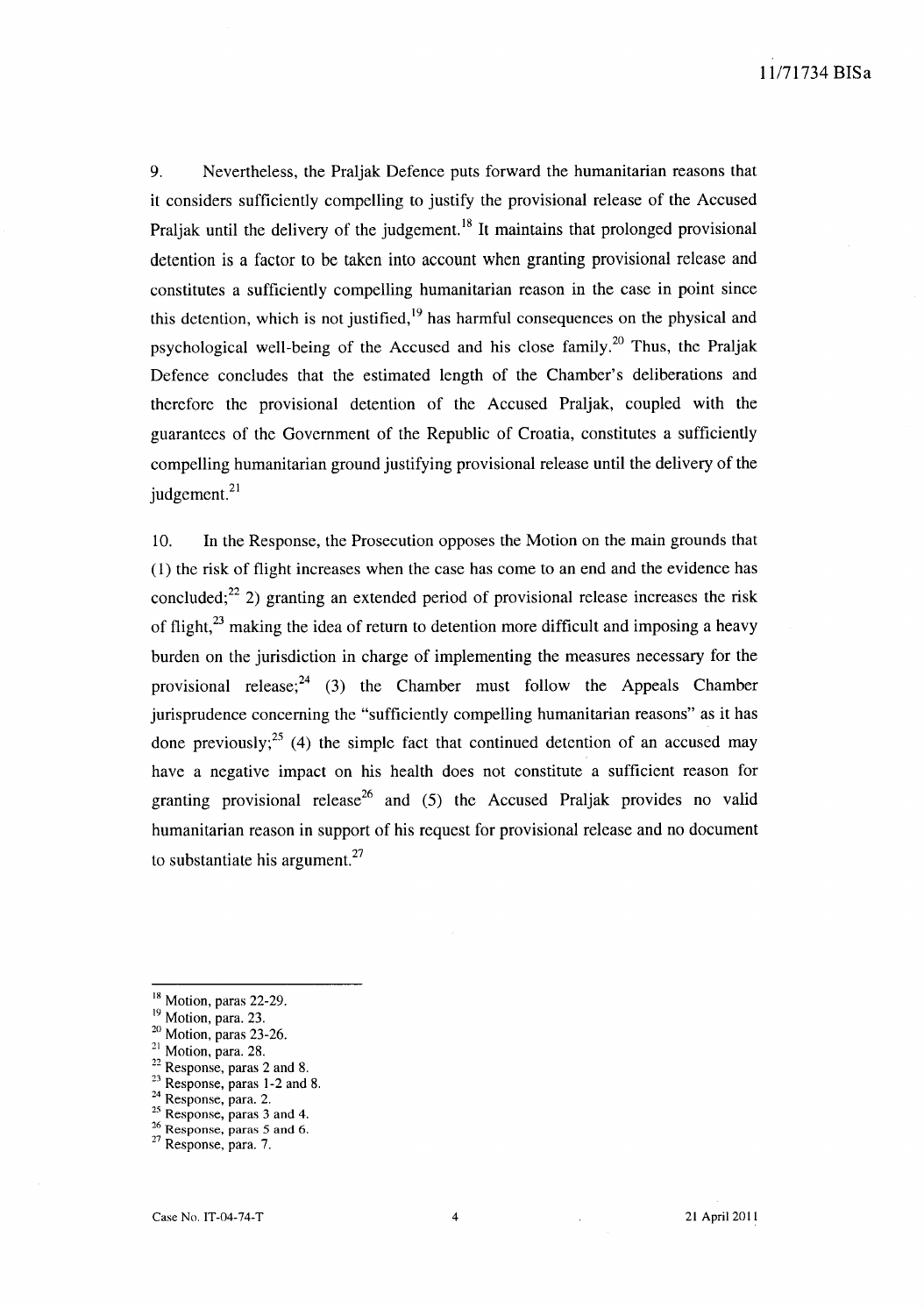9. Nevertheless, the Praljak Defence puts forward the humanitarian reasons that it considers sufficiently compelling to justify the provisional release of the Accused Praljak until the delivery of the judgement.[18] It maintains that prolonged provisional detention is a factor to be taken into account when granting provisional release and constitutes a sufficiently compelling humanitarian reason in the case in point since this detention, which is not justified,[19] has harmful consequences on the physical and psychological well-being of the Accused and his close family.[20] Thus, the Praljak Defence concludes that the estimated length of the Chamber's deliberations and therefore the provisional detention of the Accused Praljak, coupled with the guarantees of the Government of the Republic of Croatia, constitutes a sufficiently compelling humanitarian ground justifying provisional release until the delivery of the judgement.[21]

10. In the Response, the Prosecution opposes the Motion on the main grounds that (1) the risk of flight increases when the case has come to an end and the evidence has concluded;[22] 2) granting an extended period of provisional release increases the risk of flight,[23] making the idea of return to detention more difficult and imposing a heavy burden on the jurisdiction in charge of implementing the measures necessary for the provisional release;[24] (3) the Chamber must follow the Appeals Chamber jurisprudence concerning the "sufficiently compelling humanitarian reasons" as it has done previously;[25] (4) the simple fact that continued detention of an accused may have a negative impact on his health does not constitute a sufficient reason for granting provisional release[26] and (5) the Accused Praljak provides no valid humanitarian reason in support of his request for provisional release and no document to substantiate his argument.[27]

---

[18] Motion, paras 22-29.
[19] Motion, para. 23.
[20] Motion, paras 23-26.
[21] Motion, para. 28.
[22] Response, paras 2 and 8.
[23] Response, paras 1-2 and 8.
[24] Response, para. 2.
[25] Response, paras 3 and 4.
[26] Response, paras 5 and 6.
[27] Response, para. 7.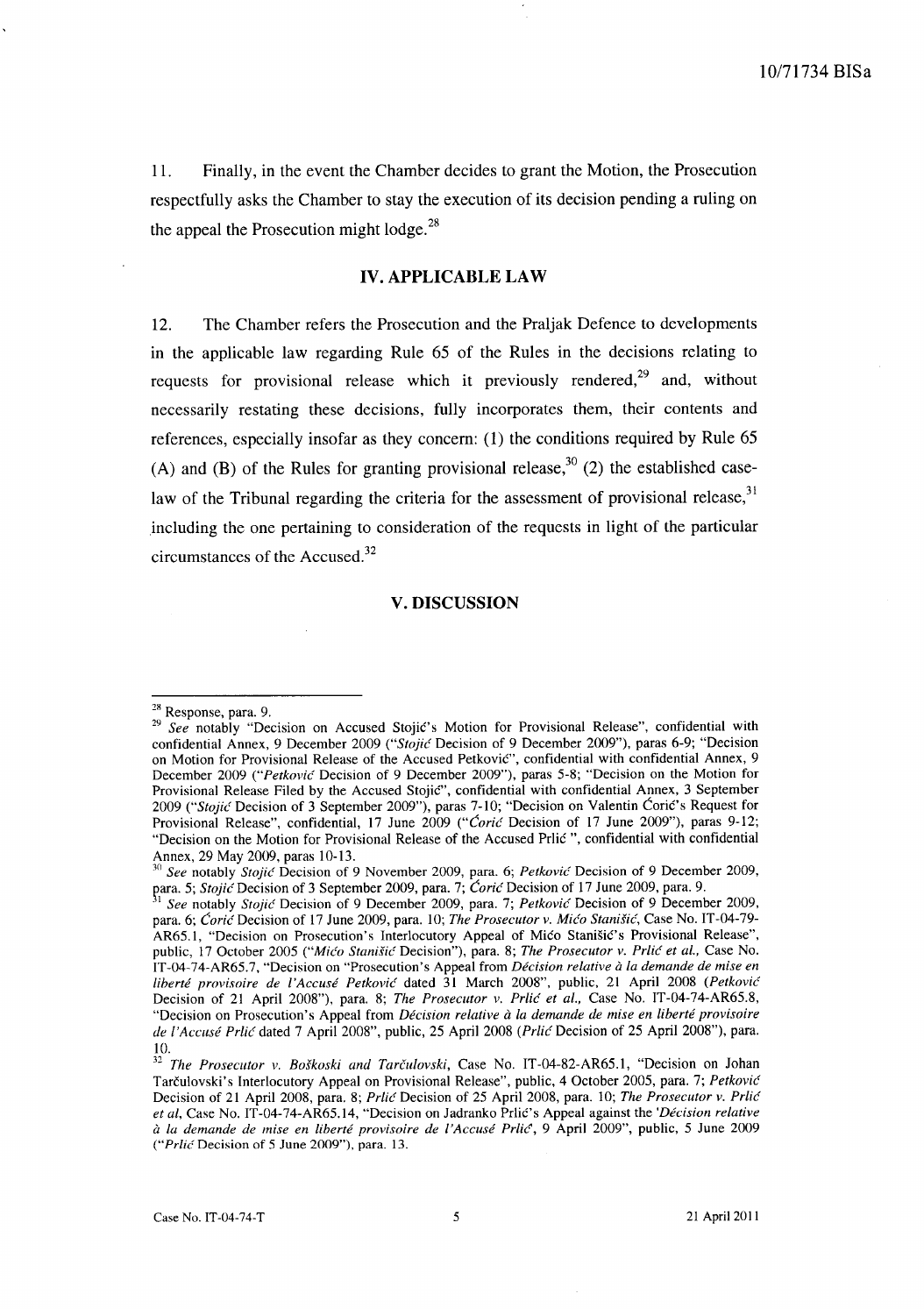11. Finally, in the event the Chamber decides to grant the Motion, the Prosecution respectfully asks the Chamber to stay the execution of its decision pending a ruling on the appeal the Prosecution might lodge.[28]

## IV. APPLICABLE LAW

12. The Chamber refers the Prosecution and the Praljak Defence to developments in the applicable law regarding Rule 65 of the Rules in the decisions relating to requests for provisional release which it previously rendered,[29] and, without necessarily restating these decisions, fully incorporates them, their contents and references, especially insofar as they concern: (1) the conditions required by Rule 65 (A) and (B) of the Rules for granting provisional release,[30] (2) the established case-law of the Tribunal regarding the criteria for the assessment of provisional release,[31] including the one pertaining to consideration of the requests in light of the particular circumstances of the Accused.[32]

## V. DISCUSSION

---

[28] Response, para. 9.

[29] *See* notably "Decision on Accused Stojić's Motion for Provisional Release", confidential with confidential Annex, 9 December 2009 ("*Stojić* Decision of 9 December 2009"), paras 6-9; "Decision on Motion for Provisional Release of the Accused Petković", confidential with confidential Annex, 9 December 2009 ("*Petković* Decision of 9 December 2009"), paras 5-8; "Decision on the Motion for Provisional Release Filed by the Accused Stojić", confidential with confidential Annex, 3 September 2009 ("*Stojić* Decision of 3 September 2009"), paras 7-10; "Decision on Valentin Ćorić's Request for Provisional Release", confidential, 17 June 2009 ("*Ćorić* Decision of 17 June 2009"), paras 9-12; "Decision on the Motion for Provisional Release of the Accused Prlić ", confidential with confidential Annex, 29 May 2009, paras 10-13.

[30] *See* notably *Stojić* Decision of 9 November 2009, para. 6; *Petković* Decision of 9 December 2009, para. 5; *Stojić* Decision of 3 September 2009, para. 7; *Ćorić* Decision of 17 June 2009, para. 9.

[31] *See* notably *Stojić* Decision of 9 December 2009, para. 7; *Petković* Decision of 9 December 2009, para. 6; *Ćorić* Decision of 17 June 2009, para. 10; *The Prosecutor v. Mićo Stanišić*, Case No. IT-04-79-AR65.1, "Decision on Prosecution's Interlocutory Appeal of Mićo Stanišić's Provisional Release", public, 17 October 2005 ("*Mićo Stanišić* Decision"), para. 8; *The Prosecutor v. Prlić et al.*, Case No. IT-04-74-AR65.7, "Decision on "Prosecution's Appeal from *Décision relative à la demande de mise en liberté provisoire de l'Accusé Petković* dated 31 March 2008", public, 21 April 2008 (*Petković* Decision of 21 April 2008"), para. 8; *The Prosecutor v. Prlić et al.*, Case No. IT-04-74-AR65.8, "Decision on Prosecution's Appeal from *Décision relative à la demande de mise en liberté provisoire de l'Accusé Prlić* dated 7 April 2008", public, 25 April 2008 (*Prlić* Decision of 25 April 2008"), para. 10.

[32] *The Prosecutor v. Boškoski and Tarčulovski*, Case No. IT-04-82-AR65.1, "Decision on Johan Tarčulovski's Interlocutory Appeal on Provisional Release", public, 4 October 2005, para. 7; *Petković* Decision of 21 April 2008, para. 8; *Prlić* Decision of 25 April 2008, para. 10; *The Prosecutor v. Prlić et al*, Case No. IT-04-74-AR65.14, "Decision on Jadranko Prlić's Appeal against the '*Décision relative à la demande de mise en liberté provisoire de l'Accusé Prlić*, 9 April 2009", public, 5 June 2009 ("*Prlić* Decision of 5 June 2009"), para. 13.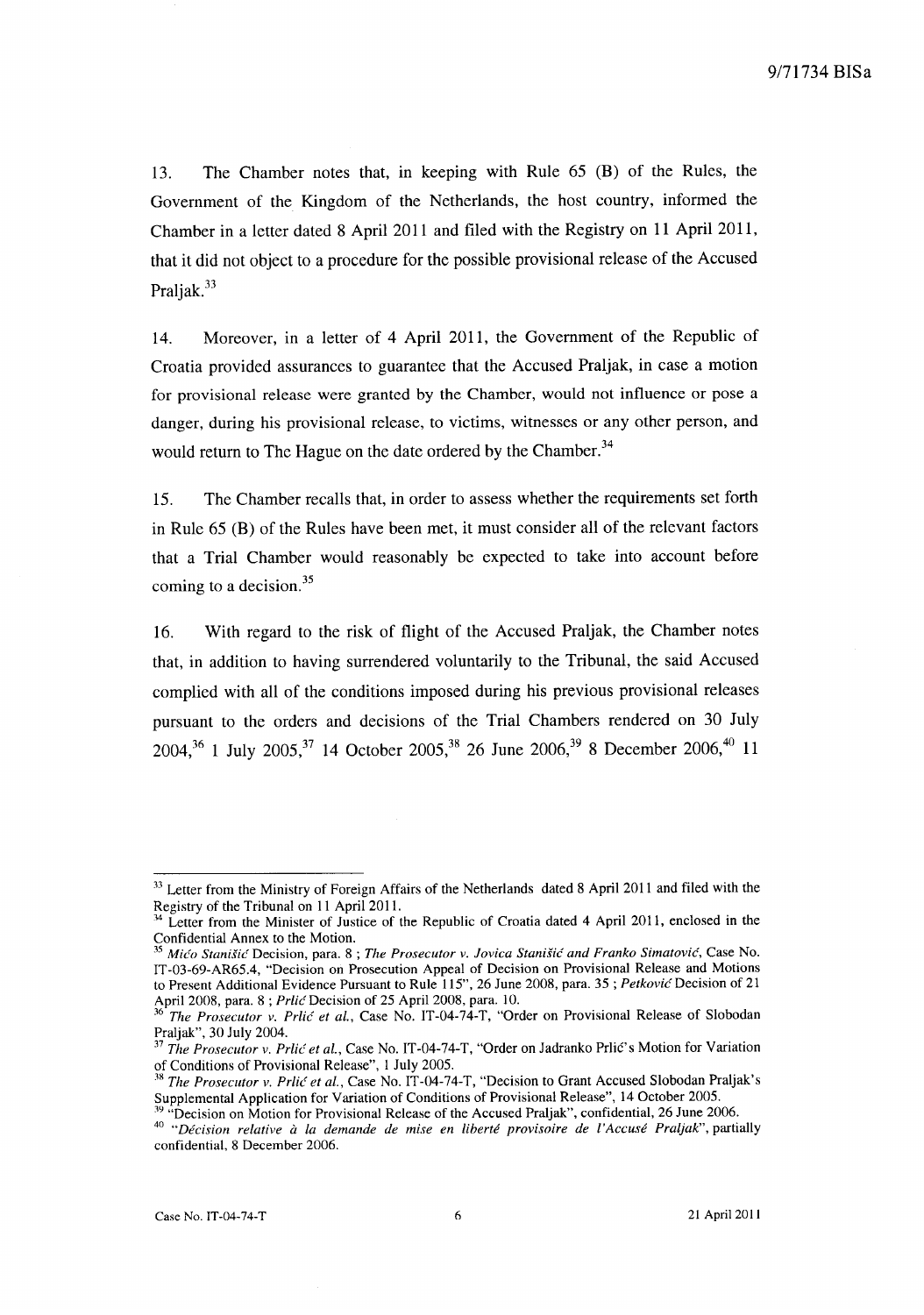13. The Chamber notes that, in keeping with Rule 65 (B) of the Rules, the Government of the Kingdom of the Netherlands, the host country, informed the Chamber in a letter dated 8 April 2011 and filed with the Registry on 11 April 2011, that it did not object to a procedure for the possible provisional release of the Accused Praljak.[33]

14. Moreover, in a letter of 4 April 2011, the Government of the Republic of Croatia provided assurances to guarantee that the Accused Praljak, in case a motion for provisional release were granted by the Chamber, would not influence or pose a danger, during his provisional release, to victims, witnesses or any other person, and would return to The Hague on the date ordered by the Chamber.[34]

15. The Chamber recalls that, in order to assess whether the requirements set forth in Rule 65 (B) of the Rules have been met, it must consider all of the relevant factors that a Trial Chamber would reasonably be expected to take into account before coming to a decision.[35]

16. With regard to the risk of flight of the Accused Praljak, the Chamber notes that, in addition to having surrendered voluntarily to the Tribunal, the said Accused complied with all of the conditions imposed during his previous provisional releases pursuant to the orders and decisions of the Trial Chambers rendered on 30 July 2004,[36] 1 July 2005,[37] 14 October 2005,[38] 26 June 2006,[39] 8 December 2006,[40] 11

---

[33] Letter from the Ministry of Foreign Affairs of the Netherlands dated 8 April 2011 and filed with the Registry of the Tribunal on 11 April 2011.

[34] Letter from the Minister of Justice of the Republic of Croatia dated 4 April 2011, enclosed in the Confidential Annex to the Motion.

[35] *Mićo Stanišić* Decision, para. 8 ; *The Prosecutor v. Jovica Stanišić and Franko Simatović*, Case No. IT-03-69-AR65.4, "Decision on Prosecution Appeal of Decision on Provisional Release and Motions to Present Additional Evidence Pursuant to Rule 115", 26 June 2008, para. 35 ; *Petković* Decision of 21 April 2008, para. 8 ; *Prlić* Decision of 25 April 2008, para. 10.

[36] *The Prosecutor v. Prlić et al.*, Case No. IT-04-74-T, "Order on Provisional Release of Slobodan Praljak", 30 July 2004.

[37] *The Prosecutor v. Prlić et al.*, Case No. IT-04-74-T, "Order on Jadranko Prlić's Motion for Variation of Conditions of Provisional Release", 1 July 2005.

[38] *The Prosecutor v. Prlić et al.*, Case No. IT-04-74-T, "Decision to Grant Accused Slobodan Praljak's Supplemental Application for Variation of Conditions of Provisional Release", 14 October 2005.

[39] "Decision on Motion for Provisional Release of the Accused Praljak", confidential, 26 June 2006.

[40] "*Décision relative à la demande de mise en liberté provisoire de l'Accusé Praljak*", partially confidential, 8 December 2006.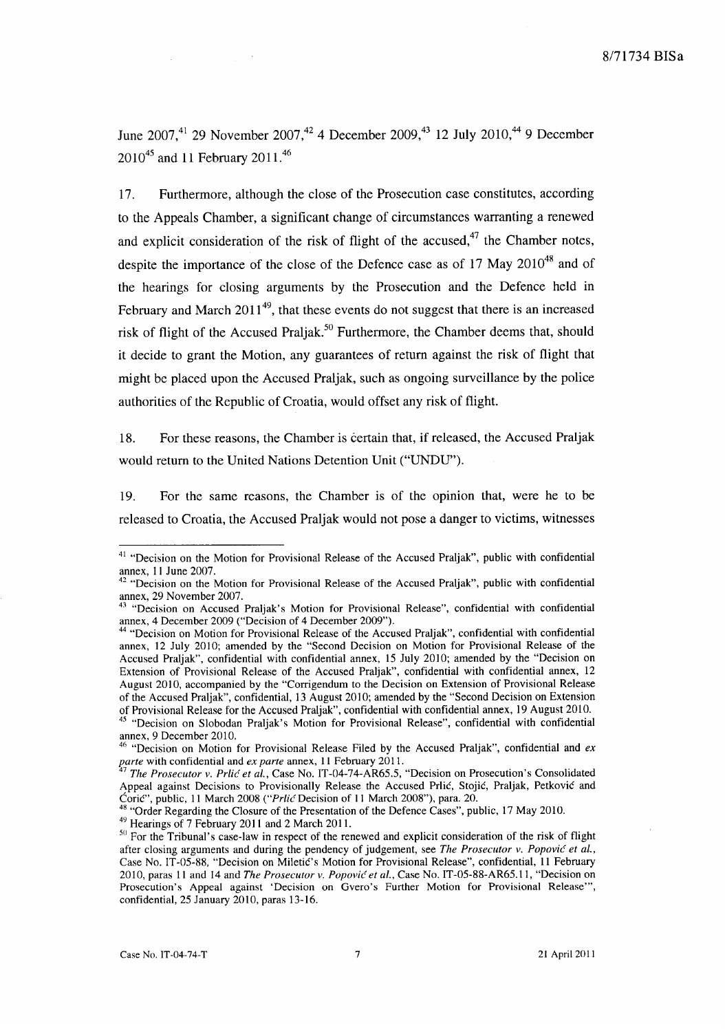June 2007,[41] 29 November 2007,[42] 4 December 2009,[43] 12 July 2010,[44] 9 December 2010[45] and 11 February 2011.[46]

17. Furthermore, although the close of the Prosecution case constitutes, according to the Appeals Chamber, a significant change of circumstances warranting a renewed and explicit consideration of the risk of flight of the accused,[47] the Chamber notes, despite the importance of the close of the Defence case as of 17 May 2010[48] and of the hearings for closing arguments by the Prosecution and the Defence held in February and March 2011[49], that these events do not suggest that there is an increased risk of flight of the Accused Praljak.[50] Furthermore, the Chamber deems that, should it decide to grant the Motion, any guarantees of return against the risk of flight that might be placed upon the Accused Praljak, such as ongoing surveillance by the police authorities of the Republic of Croatia, would offset any risk of flight.

18. For these reasons, the Chamber is certain that, if released, the Accused Praljak would return to the United Nations Detention Unit ("UNDU").

19. For the same reasons, the Chamber is of the opinion that, were he to be released to Croatia, the Accused Praljak would not pose a danger to victims, witnesses

---

[41] "Decision on the Motion for Provisional Release of the Accused Praljak", public with confidential annex, 11 June 2007.

[42] "Decision on the Motion for Provisional Release of the Accused Praljak", public with confidential annex, 29 November 2007.

[43] "Decision on Accused Praljak's Motion for Provisional Release", confidential with confidential annex, 4 December 2009 ("Decision of 4 December 2009").

[44] "Decision on Motion for Provisional Release of the Accused Praljak", confidential with confidential annex, 12 July 2010; amended by the "Second Decision on Motion for Provisional Release of the Accused Praljak", confidential with confidential annex, 15 July 2010; amended by the "Decision on Extension of Provisional Release of the Accused Praljak", confidential with confidential annex, 12 August 2010, accompanied by the "Corrigendum to the Decision on Extension of Provisional Release of the Accused Praljak", confidential, 13 August 2010; amended by the "Second Decision on Extension of Provisional Release for the Accused Praljak", confidential with confidential annex, 19 August 2010.

[45] "Decision on Slobodan Praljak's Motion for Provisional Release", confidential with confidential annex, 9 December 2010.

[46] "Decision on Motion for Provisional Release Filed by the Accused Praljak", confidential and *ex parte* with confidential and *ex parte* annex, 11 February 2011.

[47] *The Prosecutor v. Prlić et al.*, Case No. IT-04-74-AR65.5, "Decision on Prosecution's Consolidated Appeal against Decisions to Provisionally Release the Accused Prlić, Stojić, Praljak, Petković and Ćorić", public, 11 March 2008 ("*Prlić* Decision of 11 March 2008"), para. 20.

[48] "Order Regarding the Closure of the Presentation of the Defence Cases", public, 17 May 2010.

[49] Hearings of 7 February 2011 and 2 March 2011.

[50] For the Tribunal's case-law in respect of the renewed and explicit consideration of the risk of flight after closing arguments and during the pendency of judgement, see *The Prosecutor v. Popović et al.*, Case No. IT-05-88, "Decision on Miletić's Motion for Provisional Release", confidential, 11 February 2010, paras 11 and 14 and *The Prosecutor v. Popović et al.*, Case No. IT-05-88-AR65.11, "Decision on Prosecution's Appeal against 'Decision on Gvero's Further Motion for Provisional Release'", confidential, 25 January 2010, paras 13-16.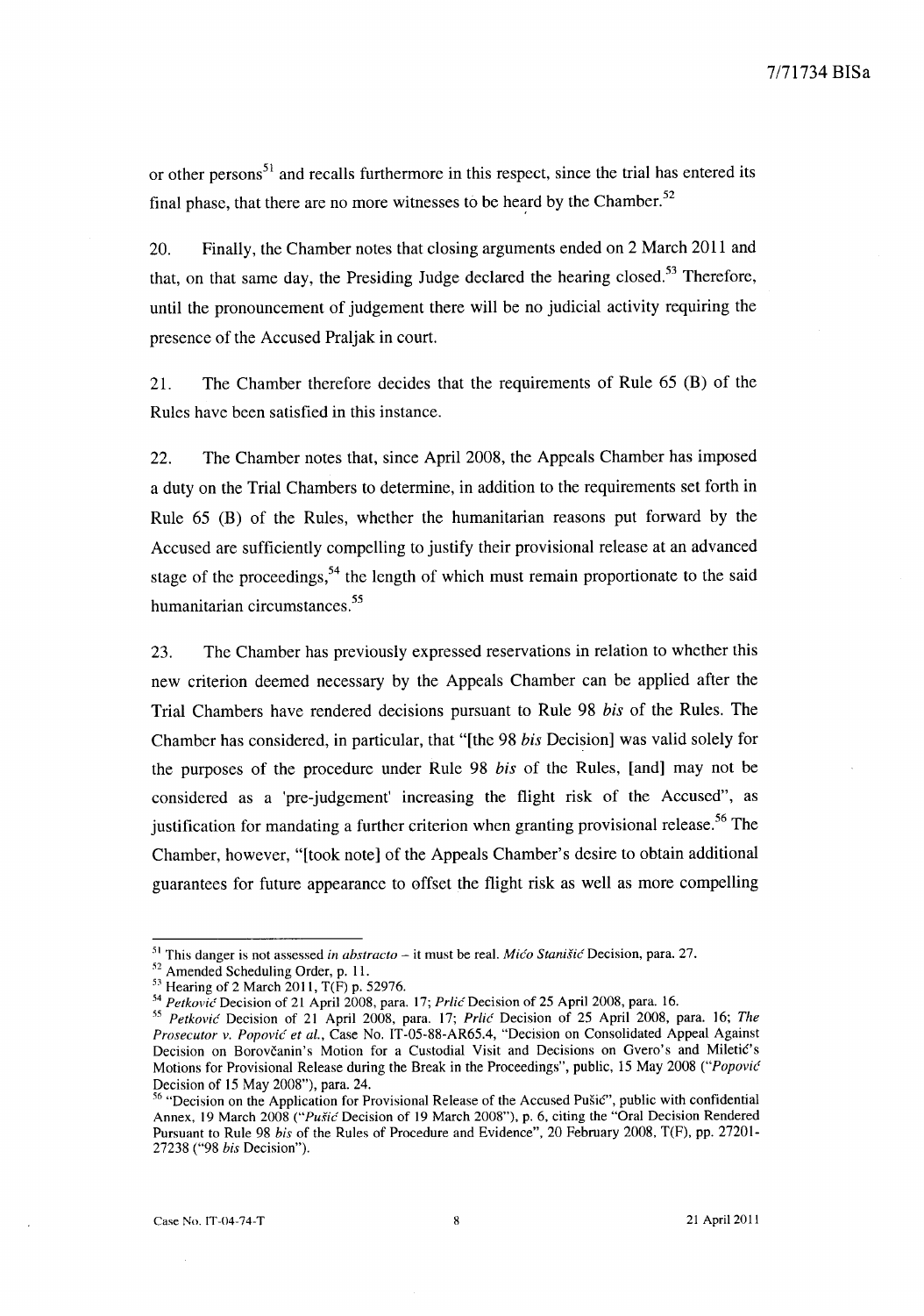or other persons[51] and recalls furthermore in this respect, since the trial has entered its final phase, that there are no more witnesses to be heard by the Chamber.[52]

20. Finally, the Chamber notes that closing arguments ended on 2 March 2011 and that, on that same day, the Presiding Judge declared the hearing closed.[53] Therefore, until the pronouncement of judgement there will be no judicial activity requiring the presence of the Accused Praljak in court.

21. The Chamber therefore decides that the requirements of Rule 65 (B) of the Rules have been satisfied in this instance.

22. The Chamber notes that, since April 2008, the Appeals Chamber has imposed a duty on the Trial Chambers to determine, in addition to the requirements set forth in Rule 65 (B) of the Rules, whether the humanitarian reasons put forward by the Accused are sufficiently compelling to justify their provisional release at an advanced stage of the proceedings,[54] the length of which must remain proportionate to the said humanitarian circumstances.[55]

23. The Chamber has previously expressed reservations in relation to whether this new criterion deemed necessary by the Appeals Chamber can be applied after the Trial Chambers have rendered decisions pursuant to Rule 98 *bis* of the Rules. The Chamber has considered, in particular, that "[the 98 *bis* Decision] was valid solely for the purposes of the procedure under Rule 98 *bis* of the Rules, [and] may not be considered as a 'pre-judgement' increasing the flight risk of the Accused", as justification for mandating a further criterion when granting provisional release.[56] The Chamber, however, "[took note] of the Appeals Chamber's desire to obtain additional guarantees for future appearance to offset the flight risk as well as more compelling

---

[51] This danger is not assessed *in abstracto* – it must be real. *Mićo Stanišić* Decision, para. 27.

[52] Amended Scheduling Order, p. 11.

[53] Hearing of 2 March 2011, T(F) p. 52976.

[54] *Petković* Decision of 21 April 2008, para. 17; *Prlić* Decision of 25 April 2008, para. 16.

[55] *Petković* Decision of 21 April 2008, para. 17; *Prlić* Decision of 25 April 2008, para. 16; *The Prosecutor v. Popović et al.*, Case No. IT-05-88-AR65.4, "Decision on Consolidated Appeal Against Decision on Borovčanin's Motion for a Custodial Visit and Decisions on Gvero's and Miletić's Motions for Provisional Release during the Break in the Proceedings", public, 15 May 2008 ("*Popović* Decision of 15 May 2008"), para. 24.

[56] "Decision on the Application for Provisional Release of the Accused Pušić", public with confidential Annex, 19 March 2008 ("*Pušić* Decision of 19 March 2008"), p. 6, citing the "Oral Decision Rendered Pursuant to Rule 98 *bis* of the Rules of Procedure and Evidence", 20 February 2008, T(F), pp. 27201-27238 ("98 *bis* Decision").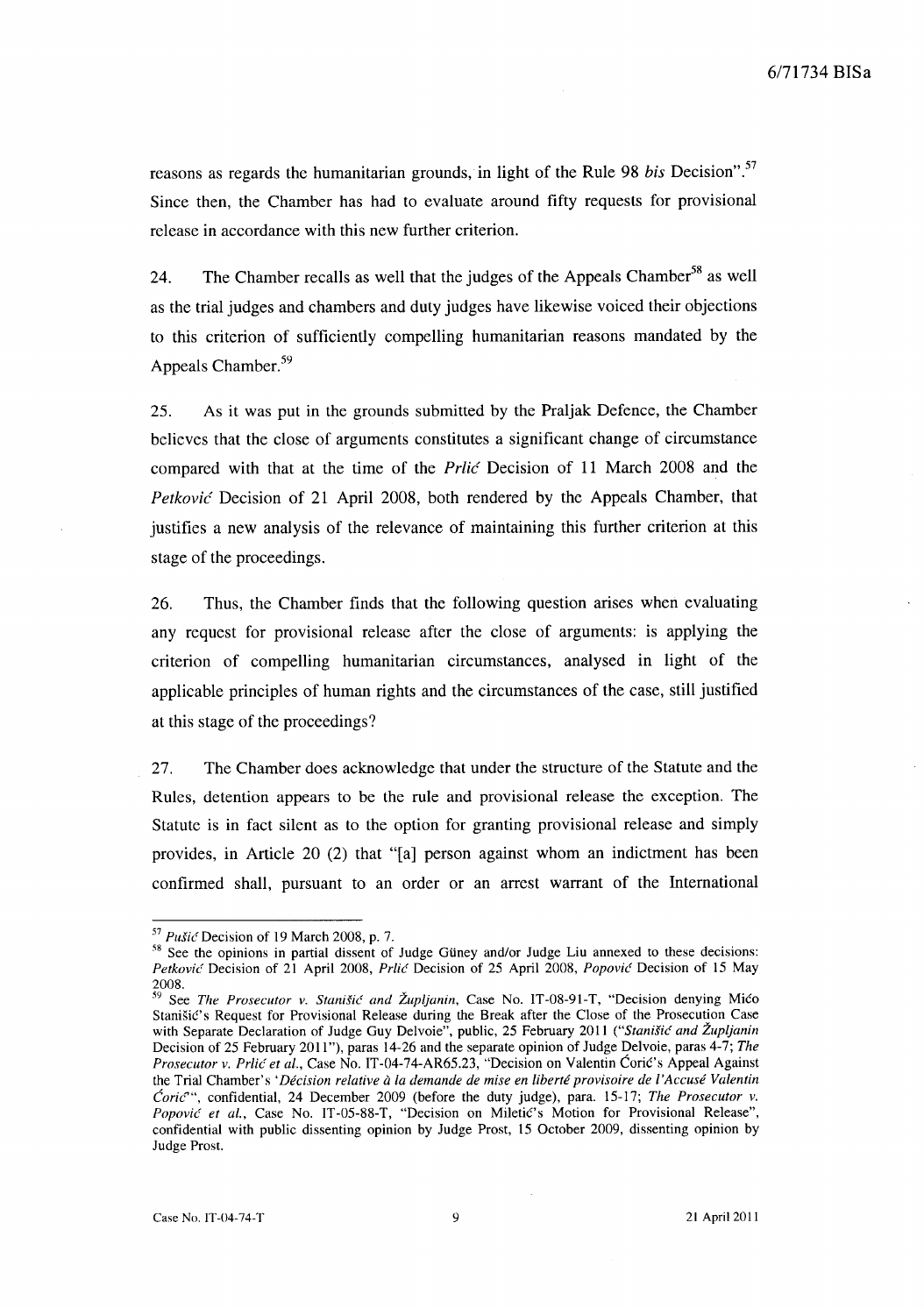reasons as regards the humanitarian grounds, in light of the Rule 98 *bis* Decision".[57] Since then, the Chamber has had to evaluate around fifty requests for provisional release in accordance with this new further criterion.

24. The Chamber recalls as well that the judges of the Appeals Chamber[58] as well as the trial judges and chambers and duty judges have likewise voiced their objections to this criterion of sufficiently compelling humanitarian reasons mandated by the Appeals Chamber.[59]

25. As it was put in the grounds submitted by the Praljak Defence, the Chamber believes that the close of arguments constitutes a significant change of circumstance compared with that at the time of the *Prlić* Decision of 11 March 2008 and the *Petković* Decision of 21 April 2008, both rendered by the Appeals Chamber, that justifies a new analysis of the relevance of maintaining this further criterion at this stage of the proceedings.

26. Thus, the Chamber finds that the following question arises when evaluating any request for provisional release after the close of arguments: is applying the criterion of compelling humanitarian circumstances, analysed in light of the applicable principles of human rights and the circumstances of the case, still justified at this stage of the proceedings?

27. The Chamber does acknowledge that under the structure of the Statute and the Rules, detention appears to be the rule and provisional release the exception. The Statute is in fact silent as to the option for granting provisional release and simply provides, in Article 20 (2) that "[a] person against whom an indictment has been confirmed shall, pursuant to an order or an arrest warrant of the International

---

[57] *Pušić* Decision of 19 March 2008, p. 7.

[58] See the opinions in partial dissent of Judge Güney and/or Judge Liu annexed to these decisions: *Petković* Decision of 21 April 2008, *Prlić* Decision of 25 April 2008, *Popović* Decision of 15 May 2008.

[59] See *The Prosecutor v. Stanišić and Župljanin*, Case No. IT-08-91-T, "Decision denying Mićo Stanišić's Request for Provisional Release during the Break after the Close of the Prosecution Case with Separate Declaration of Judge Guy Delvoie", public, 25 February 2011 ("*Stanišić and Župljanin* Decision of 25 February 2011"), paras 14-26 and the separate opinion of Judge Delvoie, paras 4-7; *The Prosecutor v. Prlić et al.*, Case No. IT-04-74-AR65.23, "Decision on Valentin Ćorić's Appeal Against the Trial Chamber's '*Décision relative à la demande de mise en liberté provisoire de l'Accusé Valentin Ćorić*'", confidential, 24 December 2009 (before the duty judge), para. 15-17; *The Prosecutor v. Popović et al.*, Case No. IT-05-88-T, "Decision on Miletić's Motion for Provisional Release", confidential with public dissenting opinion by Judge Prost, 15 October 2009, dissenting opinion by Judge Prost.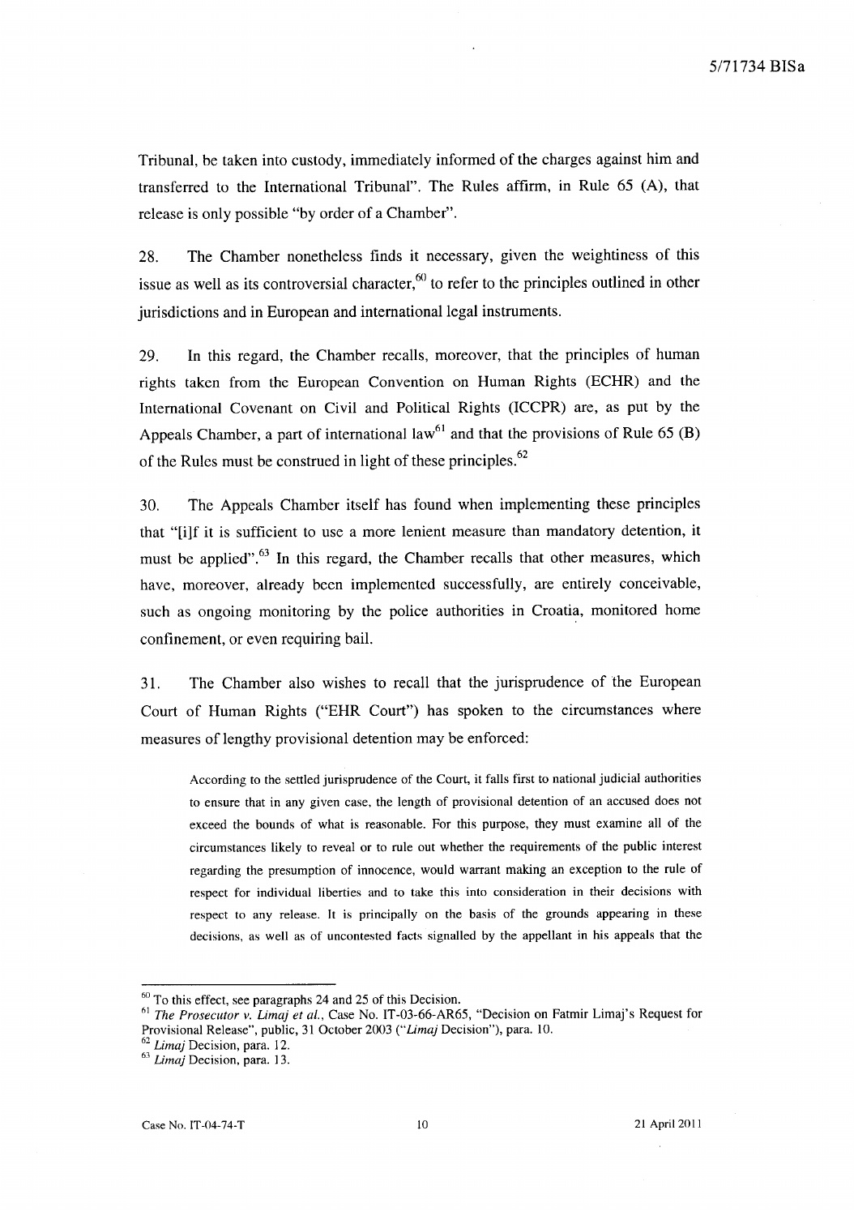Tribunal, be taken into custody, immediately informed of the charges against him and transferred to the International Tribunal". The Rules affirm, in Rule 65 (A), that release is only possible "by order of a Chamber".

28. The Chamber nonetheless finds it necessary, given the weightiness of this issue as well as its controversial character,[60] to refer to the principles outlined in other jurisdictions and in European and international legal instruments.

29. In this regard, the Chamber recalls, moreover, that the principles of human rights taken from the European Convention on Human Rights (ECHR) and the International Covenant on Civil and Political Rights (ICCPR) are, as put by the Appeals Chamber, a part of international law[61] and that the provisions of Rule 65 (B) of the Rules must be construed in light of these principles.[62]

30. The Appeals Chamber itself has found when implementing these principles that "[i]f it is sufficient to use a more lenient measure than mandatory detention, it must be applied".[63] In this regard, the Chamber recalls that other measures, which have, moreover, already been implemented successfully, are entirely conceivable, such as ongoing monitoring by the police authorities in Croatia, monitored home confinement, or even requiring bail.

31. The Chamber also wishes to recall that the jurisprudence of the European Court of Human Rights ("EHR Court") has spoken to the circumstances where measures of lengthy provisional detention may be enforced:

> According to the settled jurisprudence of the Court, it falls first to national judicial authorities to ensure that in any given case, the length of provisional detention of an accused does not exceed the bounds of what is reasonable. For this purpose, they must examine all of the circumstances likely to reveal or to rule out whether the requirements of the public interest regarding the presumption of innocence, would warrant making an exception to the rule of respect for individual liberties and to take this into consideration in their decisions with respect to any release. It is principally on the basis of the grounds appearing in these decisions, as well as of uncontested facts signalled by the appellant in his appeals that the

---

[60] To this effect, see paragraphs 24 and 25 of this Decision.

[61] *The Prosecutor v. Limaj et al.*, Case No. IT-03-66-AR65, "Decision on Fatmir Limaj's Request for Provisional Release", public, 31 October 2003 ("*Limaj* Decision"), para. 10.

[62] *Limaj* Decision, para. 12.

[63] *Limaj* Decision, para. 13.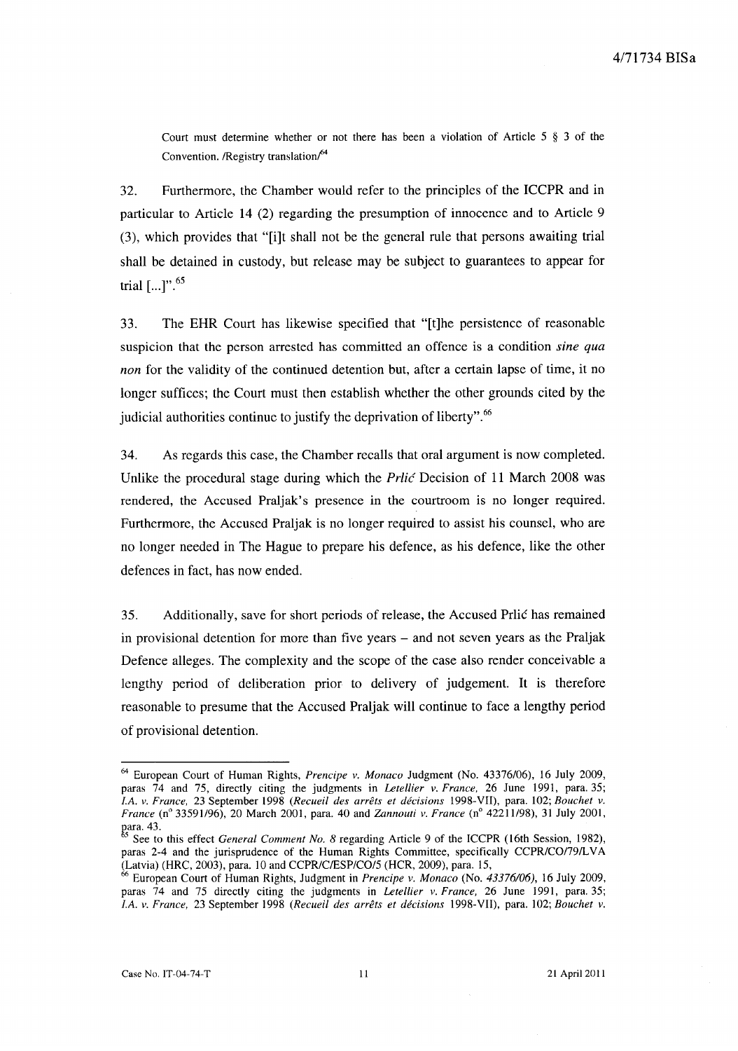Court must determine whether or not there has been a violation of Article 5 § 3 of the Convention. /Registry translation/[64]

32. Furthermore, the Chamber would refer to the principles of the ICCPR and in particular to Article 14 (2) regarding the presumption of innocence and to Article 9 (3), which provides that "[i]t shall not be the general rule that persons awaiting trial shall be detained in custody, but release may be subject to guarantees to appear for trial [...]".[65]

33. The EHR Court has likewise specified that "[t]he persistence of reasonable suspicion that the person arrested has committed an offence is a condition *sine qua non* for the validity of the continued detention but, after a certain lapse of time, it no longer suffices; the Court must then establish whether the other grounds cited by the judicial authorities continue to justify the deprivation of liberty".[66]

34. As regards this case, the Chamber recalls that oral argument is now completed. Unlike the procedural stage during which the *Prlić* Decision of 11 March 2008 was rendered, the Accused Praljak's presence in the courtroom is no longer required. Furthermore, the Accused Praljak is no longer required to assist his counsel, who are no longer needed in The Hague to prepare his defence, as his defence, like the other defences in fact, has now ended.

35. Additionally, save for short periods of release, the Accused Prlić has remained in provisional detention for more than five years – and not seven years as the Praljak Defence alleges. The complexity and the scope of the case also render conceivable a lengthy period of deliberation prior to delivery of judgement. It is therefore reasonable to presume that the Accused Praljak will continue to face a lengthy period of provisional detention.

---

[64] European Court of Human Rights, *Prencipe v. Monaco* Judgment (No. 43376/06), 16 July 2009, paras 74 and 75, directly citing the judgments in *Letellier v. France*, 26 June 1991, para. 35; *I.A. v. France*, 23 September 1998 (*Recueil des arrêts et décisions* 1998-VII), para. 102; *Bouchet v. France* (n° 33591/96), 20 March 2001, para. 40 and *Zannouti v. France* (n° 42211/98), 31 July 2001, para. 43.

[65] See to this effect *General Comment No. 8* regarding Article 9 of the ICCPR (16th Session, 1982), paras 2-4 and the jurisprudence of the Human Rights Committee, specifically CCPR/CO/79/LVA (Latvia) (HRC, 2003), para. 10 and CCPR/C/ESP/CO/5 (HCR, 2009), para. 15,

[66] European Court of Human Rights, Judgment in *Prencipe v. Monaco* (No. *43376/06*), 16 July 2009, paras 74 and 75 directly citing the judgments in *Letellier v. France*, 26 June 1991, para. 35; *I.A. v. France*, 23 September 1998 (*Recueil des arrêts et décisions* 1998-VII), para. 102; *Bouchet v.*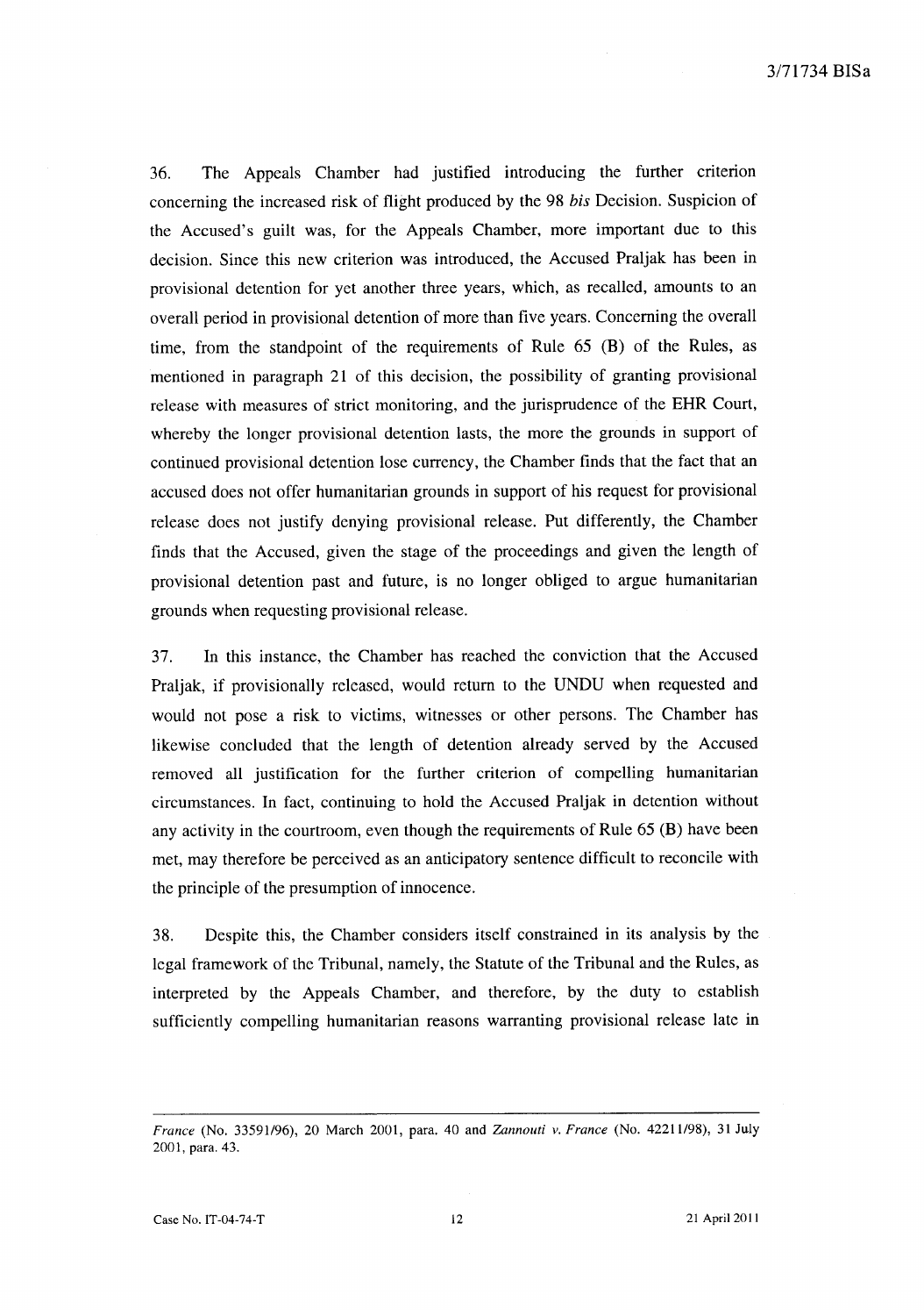36. The Appeals Chamber had justified introducing the further criterion concerning the increased risk of flight produced by the 98 *bis* Decision. Suspicion of the Accused's guilt was, for the Appeals Chamber, more important due to this decision. Since this new criterion was introduced, the Accused Praljak has been in provisional detention for yet another three years, which, as recalled, amounts to an overall period in provisional detention of more than five years. Concerning the overall time, from the standpoint of the requirements of Rule 65 (B) of the Rules, as mentioned in paragraph 21 of this decision, the possibility of granting provisional release with measures of strict monitoring, and the jurisprudence of the EHR Court, whereby the longer provisional detention lasts, the more the grounds in support of continued provisional detention lose currency, the Chamber finds that the fact that an accused does not offer humanitarian grounds in support of his request for provisional release does not justify denying provisional release. Put differently, the Chamber finds that the Accused, given the stage of the proceedings and given the length of provisional detention past and future, is no longer obliged to argue humanitarian grounds when requesting provisional release.

37. In this instance, the Chamber has reached the conviction that the Accused Praljak, if provisionally released, would return to the UNDU when requested and would not pose a risk to victims, witnesses or other persons. The Chamber has likewise concluded that the length of detention already served by the Accused removed all justification for the further criterion of compelling humanitarian circumstances. In fact, continuing to hold the Accused Praljak in detention without any activity in the courtroom, even though the requirements of Rule 65 (B) have been met, may therefore be perceived as an anticipatory sentence difficult to reconcile with the principle of the presumption of innocence.

38. Despite this, the Chamber considers itself constrained in its analysis by the legal framework of the Tribunal, namely, the Statute of the Tribunal and the Rules, as interpreted by the Appeals Chamber, and therefore, by the duty to establish sufficiently compelling humanitarian reasons warranting provisional release late in

---

*France* (No. 33591/96), 20 March 2001, para. 40 and *Zannouti v. France* (No. 42211/98), 31 July 2001, para. 43.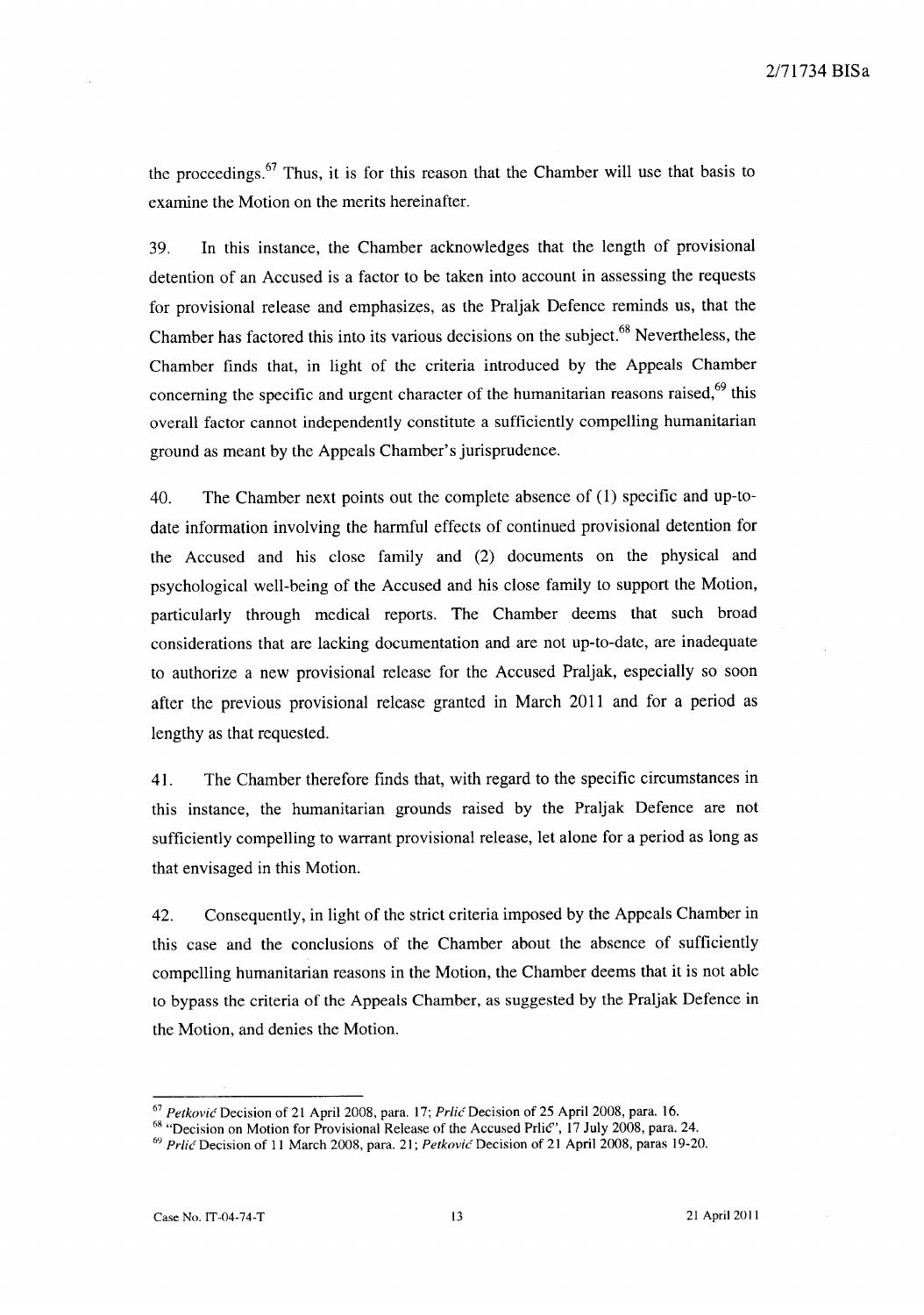the proceedings.[67] Thus, it is for this reason that the Chamber will use that basis to examine the Motion on the merits hereinafter.

39. In this instance, the Chamber acknowledges that the length of provisional detention of an Accused is a factor to be taken into account in assessing the requests for provisional release and emphasizes, as the Praljak Defence reminds us, that the Chamber has factored this into its various decisions on the subject.[68] Nevertheless, the Chamber finds that, in light of the criteria introduced by the Appeals Chamber concerning the specific and urgent character of the humanitarian reasons raised,[69] this overall factor cannot independently constitute a sufficiently compelling humanitarian ground as meant by the Appeals Chamber's jurisprudence.

40. The Chamber next points out the complete absence of (1) specific and up-to-date information involving the harmful effects of continued provisional detention for the Accused and his close family and (2) documents on the physical and psychological well-being of the Accused and his close family to support the Motion, particularly through medical reports. The Chamber deems that such broad considerations that are lacking documentation and are not up-to-date, are inadequate to authorize a new provisional release for the Accused Praljak, especially so soon after the previous provisional release granted in March 2011 and for a period as lengthy as that requested.

41. The Chamber therefore finds that, with regard to the specific circumstances in this instance, the humanitarian grounds raised by the Praljak Defence are not sufficiently compelling to warrant provisional release, let alone for a period as long as that envisaged in this Motion.

42. Consequently, in light of the strict criteria imposed by the Appeals Chamber in this case and the conclusions of the Chamber about the absence of sufficiently compelling humanitarian reasons in the Motion, the Chamber deems that it is not able to bypass the criteria of the Appeals Chamber, as suggested by the Praljak Defence in the Motion, and denies the Motion.

---

[67] *Petković* Decision of 21 April 2008, para. 17; *Prlić* Decision of 25 April 2008, para. 16.

[68] "Decision on Motion for Provisional Release of the Accused Prlić", 17 July 2008, para. 24.

[69] *Prlić* Decision of 11 March 2008, para. 21; *Petković* Decision of 21 April 2008, paras 19-20.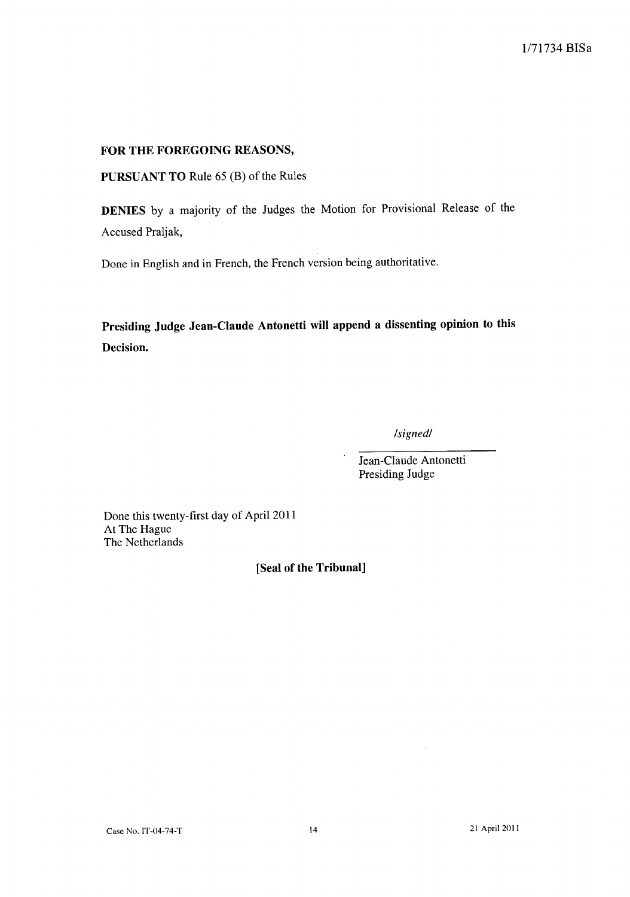**FOR THE FOREGOING REASONS,**

**PURSUANT TO** Rule 65 (B) of the Rules

**DENIES** by a majority of the Judges the Motion for Provisional Release of the Accused Praljak,

Done in English and in French, the French version being authoritative.

**Presiding Judge Jean-Claude Antonetti will append a dissenting opinion to this Decision.**

*/signed/*

Jean-Claude Antonetti
Presiding Judge

Done this twenty-first day of April 2011
At The Hague
The Netherlands

**[Seal of the Tribunal]**